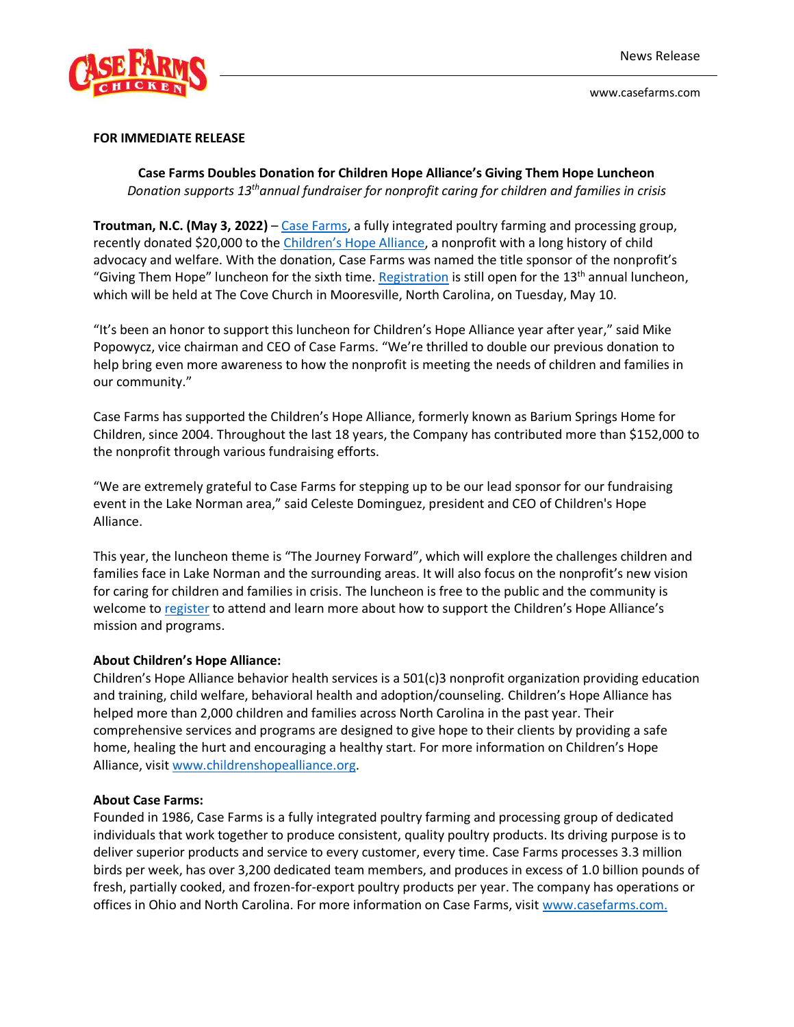News Release

www.casefarms.com

**FOR IMMEDIATE RELEASE**

**Case Farms Doubles Donation for Children Hope Alliance's Giving Them Hope Luncheon**

*Donation supports 13th annual fundraiser for nonprofit caring for children and families in crisis*

**Troutman, N.C. (May 3, 2022)** – Case Farms, a fully integrated poultry farming and processing group, recently donated $20,000 to the Children's Hope Alliance, a nonprofit with a long history of child advocacy and welfare. With the donation, Case Farms was named the title sponsor of the nonprofit's "Giving Them Hope" luncheon for the sixth time. Registration is still open for the 13th annual luncheon, which will be held at The Cove Church in Mooresville, North Carolina, on Tuesday, May 10.

"It's been an honor to support this luncheon for Children's Hope Alliance year after year," said Mike Popowycz, vice chairman and CEO of Case Farms. "We're thrilled to double our previous donation to help bring even more awareness to how the nonprofit is meeting the needs of children and families in our community."

Case Farms has supported the Children's Hope Alliance, formerly known as Barium Springs Home for Children, since 2004. Throughout the last 18 years, the Company has contributed more than $152,000 to the nonprofit through various fundraising efforts.

"We are extremely grateful to Case Farms for stepping up to be our lead sponsor for our fundraising event in the Lake Norman area," said Celeste Dominguez, president and CEO of Children's Hope Alliance.

This year, the luncheon theme is "The Journey Forward", which will explore the challenges children and families face in Lake Norman and the surrounding areas. It will also focus on the nonprofit's new vision for caring for children and families in crisis. The luncheon is free to the public and the community is welcome to register to attend and learn more about how to support the Children's Hope Alliance's mission and programs.

**About Children's Hope Alliance:**

Children's Hope Alliance behavior health services is a 501(c)3 nonprofit organization providing education and training, child welfare, behavioral health and adoption/counseling. Children's Hope Alliance has helped more than 2,000 children and families across North Carolina in the past year. Their comprehensive services and programs are designed to give hope to their clients by providing a safe home, healing the hurt and encouraging a healthy start. For more information on Children's Hope Alliance, visit www.childrenshopealliance.org.

**About Case Farms:**

Founded in 1986, Case Farms is a fully integrated poultry farming and processing group of dedicated individuals that work together to produce consistent, quality poultry products. Its driving purpose is to deliver superior products and service to every customer, every time. Case Farms processes 3.3 million birds per week, has over 3,200 dedicated team members, and produces in excess of 1.0 billion pounds of fresh, partially cooked, and frozen-for-export poultry products per year. The company has operations or offices in Ohio and North Carolina. For more information on Case Farms, visit www.casefarms.com.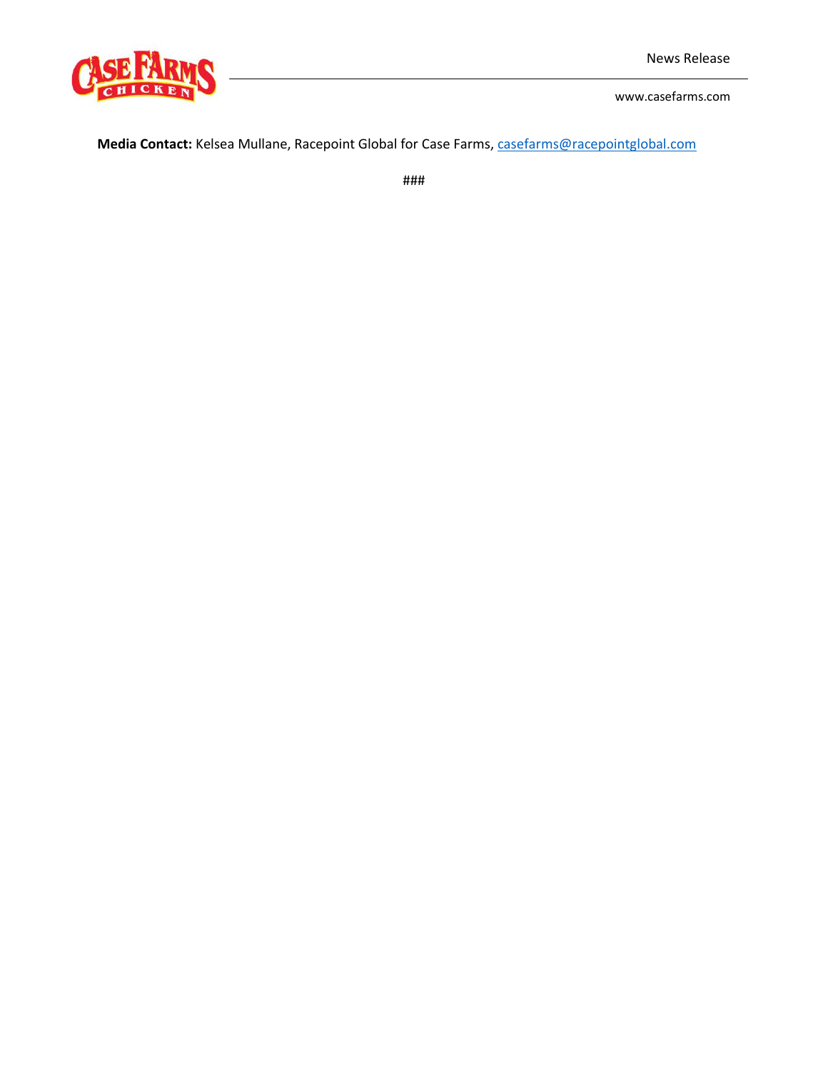**Media Contact:** Kelsea Mullane, Racepoint Global for Case Farms, casefarms@racepointglobal.com

###